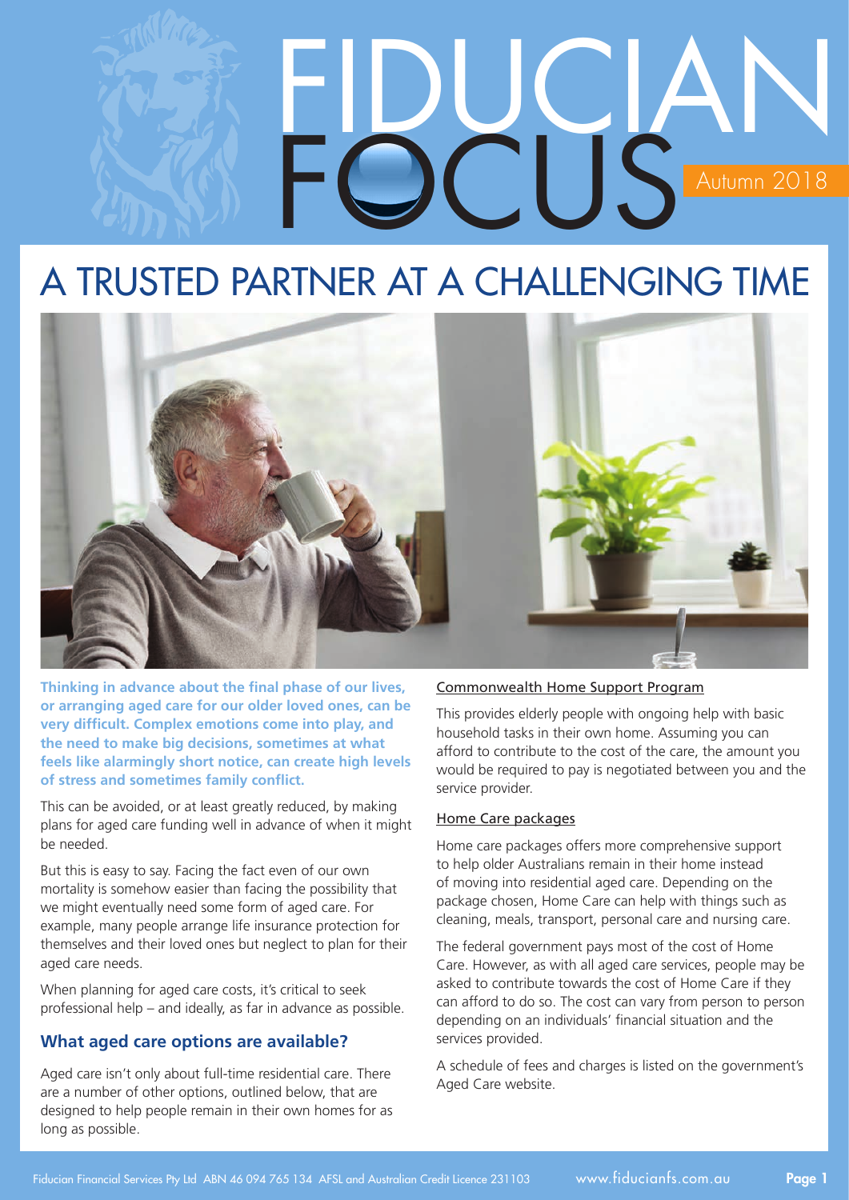# FIDUCIAN FOCUS

Autumn 2018

# A TRUSTED PARTNER AT A CHALLENGING TIME

**Thinking in advance about the final phase of our lives, or arranging aged care for our older loved ones, can be very difficult. Complex emotions come into play, and the need to make big decisions, sometimes at what feels like alarmingly short notice, can create high levels of stress and sometimes family conflict.**

This can be avoided, or at least greatly reduced, by making plans for aged care funding well in advance of when it might be needed.

But this is easy to say. Facing the fact even of our own mortality is somehow easier than facing the possibility that we might eventually need some form of aged care. For example, many people arrange life insurance protection for themselves and their loved ones but neglect to plan for their aged care needs.

When planning for aged care costs, it's critical to seek professional help – and ideally, as far in advance as possible.

## What aged care options are available?

Aged care isn't only about full-time residential care. There are a number of other options, outlined below, that are designed to help people remain in their own homes for as long as possible.

### Commonwealth Home Support Program

This provides elderly people with ongoing help with basic household tasks in their own home. Assuming you can afford to contribute to the cost of the care, the amount you would be required to pay is negotiated between you and the service provider.

### Home Care packages

Home care packages offers more comprehensive support to help older Australians remain in their home instead of moving into residential aged care. Depending on the package chosen, Home Care can help with things such as cleaning, meals, transport, personal care and nursing care.

The federal government pays most of the cost of Home Care. However, as with all aged care services, people may be asked to contribute towards the cost of Home Care if they can afford to do so. The cost can vary from person to person depending on an individuals' financial situation and the services provided.

A schedule of fees and charges is listed on the government's Aged Care website.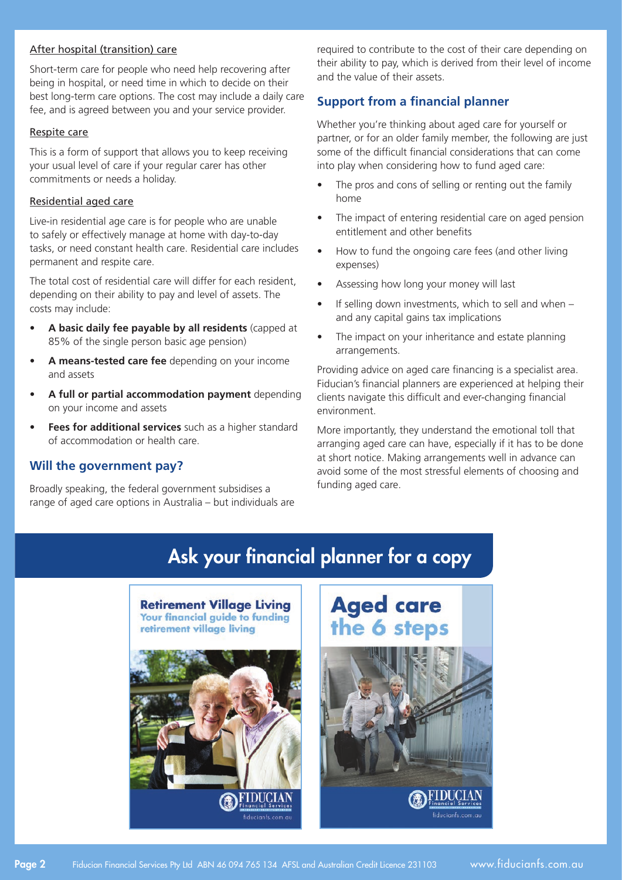After hospital (transition) care

Short-term care for people who need help recovering after being in hospital, or need time in which to decide on their best long-term care options. The cost may include a daily care fee, and is agreed between you and your service provider.

Respite care

This is a form of support that allows you to keep receiving your usual level of care if your regular carer has other commitments or needs a holiday.

Residential aged care

Live-in residential age care is for people who are unable to safely or effectively manage at home with day-to-day tasks, or need constant health care. Residential care includes permanent and respite care.

The total cost of residential care will differ for each resident, depending on their ability to pay and level of assets. The costs may include:

- **A basic daily fee payable by all residents** (capped at 85% of the single person basic age pension)
- **A means-tested care fee** depending on your income and assets
- **A full or partial accommodation payment** depending on your income and assets
- **Fees for additional services** such as a higher standard of accommodation or health care.

## Will the government pay?

Broadly speaking, the federal government subsidises a range of aged care options in Australia – but individuals are required to contribute to the cost of their care depending on their ability to pay, which is derived from their level of income and the value of their assets.

## Support from a financial planner

Whether you're thinking about aged care for yourself or partner, or for an older family member, the following are just some of the difficult financial considerations that can come into play when considering how to fund aged care:

- The pros and cons of selling or renting out the family home
- The impact of entering residential care on aged pension entitlement and other benefits
- How to fund the ongoing care fees (and other living expenses)
- Assessing how long your money will last
- If selling down investments, which to sell and when – and any capital gains tax implications
- The impact on your inheritance and estate planning arrangements.

Providing advice on aged care financing is a specialist area. Fiducian's financial planners are experienced at helping their clients navigate this difficult and ever-changing financial environment.

More importantly, they understand the emotional toll that arranging aged care can have, especially if it has to be done at short notice. Making arrangements well in advance can avoid some of the most stressful elements of choosing and funding aged care.

## Ask your financial planner for a copy

**Retirement Village Living**
Your financial guide to funding retirement village living

FIDUCIAN Financial Services
fiducianfs.com.au

**Aged care the 6 steps**

FIDUCIAN Financial Services
fiducianfs.com.au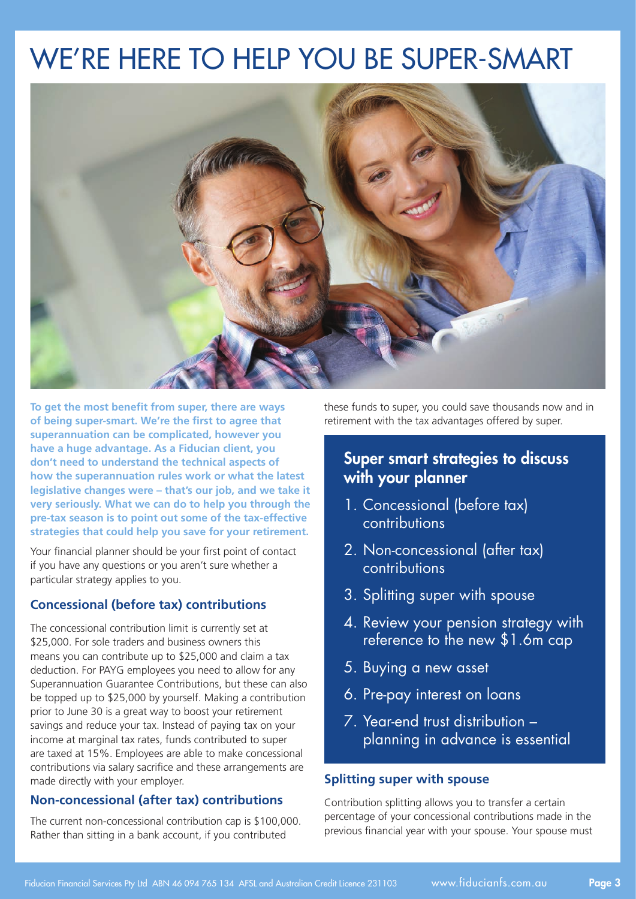# WE'RE HERE TO HELP YOU BE SUPER-SMART

**To get the most benefit from super, there are ways of being super-smart. We're the first to agree that superannuation can be complicated, however you have a huge advantage. As a Fiducian client, you don't need to understand the technical aspects of how the superannuation rules work or what the latest legislative changes were – that's our job, and we take it very seriously. What we can do to help you through the pre-tax season is to point out some of the tax-effective strategies that could help you save for your retirement.**

Your financial planner should be your first point of contact if you have any questions or you aren't sure whether a particular strategy applies to you.

### Concessional (before tax) contributions

The concessional contribution limit is currently set at $25,000. For sole traders and business owners this means you can contribute up to $25,000 and claim a tax deduction. For PAYG employees you need to allow for any Superannuation Guarantee Contributions, but these can also be topped up to $25,000 by yourself. Making a contribution prior to June 30 is a great way to boost your retirement savings and reduce your tax. Instead of paying tax on your income at marginal tax rates, funds contributed to super are taxed at 15%. Employees are able to make concessional contributions via salary sacrifice and these arrangements are made directly with your employer.

### Non-concessional (after tax) contributions

The current non-concessional contribution cap is $100,000. Rather than sitting in a bank account, if you contributed these funds to super, you could save thousands now and in retirement with the tax advantages offered by super.

## Super smart strategies to discuss with your planner

1. Concessional (before tax) contributions
2. Non-concessional (after tax) contributions
3. Splitting super with spouse
4. Review your pension strategy with reference to the new $1.6m cap
5. Buying a new asset
6. Pre-pay interest on loans
7. Year-end trust distribution – planning in advance is essential

### Splitting super with spouse

Contribution splitting allows you to transfer a certain percentage of your concessional contributions made in the previous financial year with your spouse. Your spouse must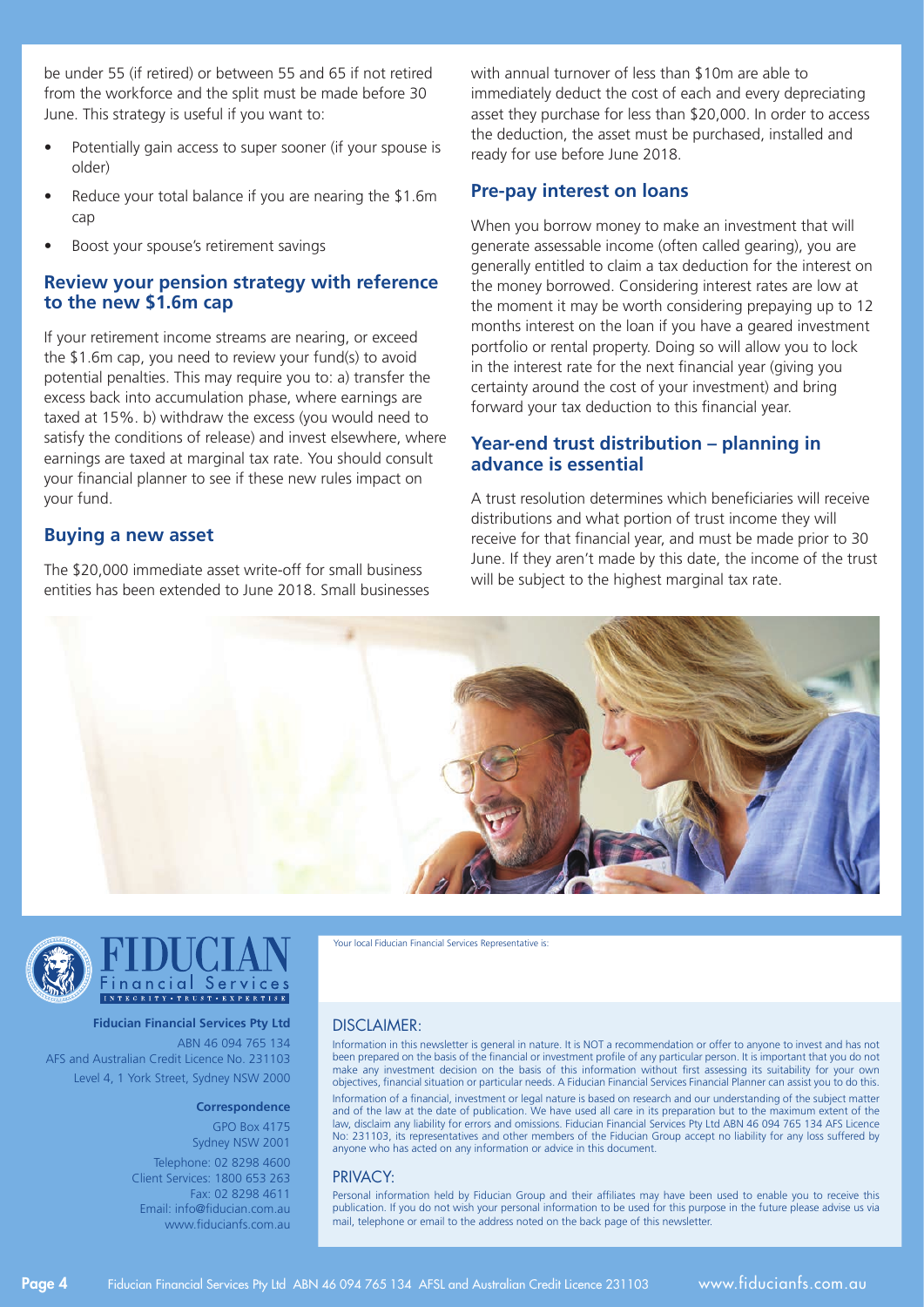be under 55 (if retired) or between 55 and 65 if not retired from the workforce and the split must be made before 30 June. This strategy is useful if you want to:

- Potentially gain access to super sooner (if your spouse is older)
- Reduce your total balance if you are nearing the $1.6m cap
- Boost your spouse's retirement savings

## Review your pension strategy with reference to the new $1.6m cap

If your retirement income streams are nearing, or exceed the $1.6m cap, you need to review your fund(s) to avoid potential penalties. This may require you to: a) transfer the excess back into accumulation phase, where earnings are taxed at 15%. b) withdraw the excess (you would need to satisfy the conditions of release) and invest elsewhere, where earnings are taxed at marginal tax rate. You should consult your financial planner to see if these new rules impact on your fund.

## Buying a new asset

The $20,000 immediate asset write-off for small business entities has been extended to June 2018. Small businesses with annual turnover of less than $10m are able to immediately deduct the cost of each and every depreciating asset they purchase for less than $20,000. In order to access the deduction, the asset must be purchased, installed and ready for use before June 2018.

## Pre-pay interest on loans

When you borrow money to make an investment that will generate assessable income (often called gearing), you are generally entitled to claim a tax deduction for the interest on the money borrowed. Considering interest rates are low at the moment it may be worth considering prepaying up to 12 months interest on the loan if you have a geared investment portfolio or rental property. Doing so will allow you to lock in the interest rate for the next financial year (giving you certainty around the cost of your investment) and bring forward your tax deduction to this financial year.

## Year-end trust distribution – planning in advance is essential

A trust resolution determines which beneficiaries will receive distributions and what portion of trust income they will receive for that financial year, and must be made prior to 30 June. If they aren't made by this date, the income of the trust will be subject to the highest marginal tax rate.

FIDUCIAN Financial Services
INTEGRITY • TRUST • EXPERTISE

**Fiducian Financial Services Pty Ltd**
ABN 46 094 765 134
AFS and Australian Credit Licence No. 231103
Level 4, 1 York Street, Sydney NSW 2000

**Correspondence**
GPO Box 4175
Sydney NSW 2001
Telephone: 02 8298 4600
Client Services: 1800 653 263
Fax: 02 8298 4611
Email: info@fiducian.com.au
www.fiducianfs.com.au

Your local Fiducian Financial Services Representative is:

### DISCLAIMER:

Information in this newsletter is general in nature. It is NOT a recommendation or offer to anyone to invest and has not been prepared on the basis of the financial or investment profile of any particular person. It is important that you do not make any investment decision on the basis of this information without first assessing its suitability for your own objectives, financial situation or particular needs. A Fiducian Financial Services Financial Planner can assist you to do this.

Information of a financial, investment or legal nature is based on research and our understanding of the subject matter and of the law at the date of publication. We have used all care in its preparation but to the maximum extent of the law, disclaim any liability for errors and omissions. Fiducian Financial Services Pty Ltd ABN 46 094 765 134 AFS Licence No: 231103, its representatives and other members of the Fiducian Group accept no liability for any loss suffered by anyone who has acted on any information or advice in this document.

### PRIVACY:

Personal information held by Fiducian Group and their affiliates may have been used to enable you to receive this publication. If you do not wish your personal information to be used for this purpose in the future please advise us via mail, telephone or email to the address noted on the back page of this newsletter.